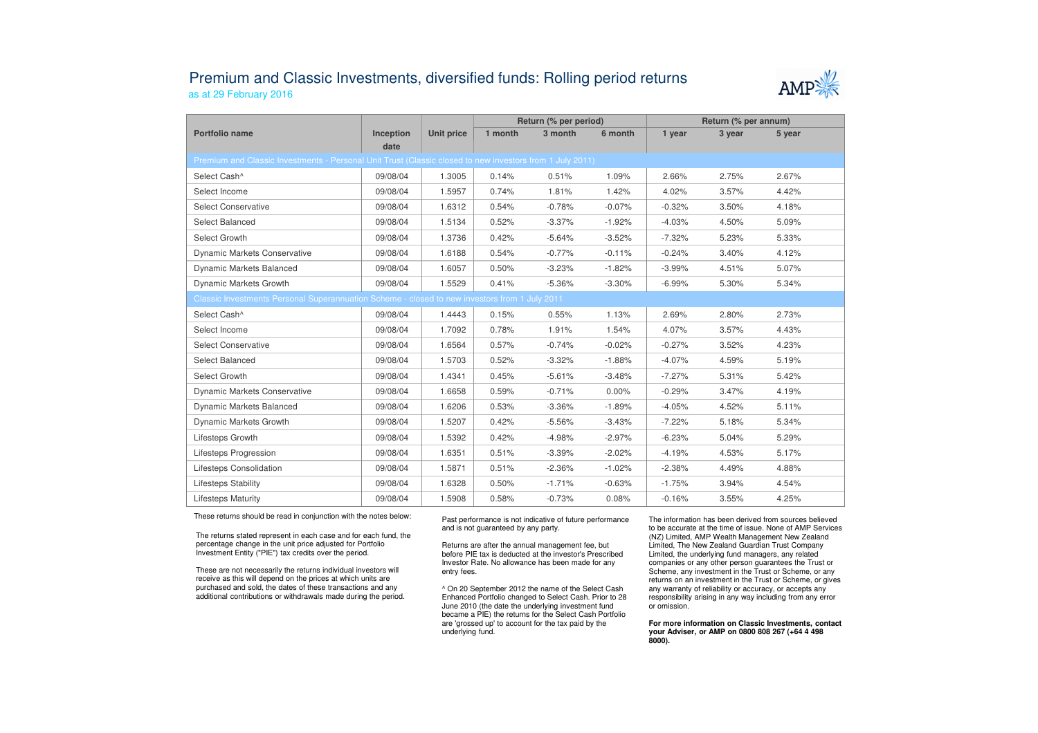# Premium and Classic Investments, diversified funds: Rolling period returns

as at 29 February 2016

| Portfolio name | Inception date | Unit price | Return (% per period) | | | Return (% per annum) | | |
|---|---|---|---|---|---|---|---|---|
| | | | 1 month | 3 month | 6 month | 1 year | 3 year | 5 year |
| Premium and Classic Investments - Personal Unit Trust (Classic closed to new investors from 1 July 2011) | | | | | | | | |
| Select Cash^ | 09/08/04 | 1.3005 | 0.14% | 0.51% | 1.09% | 2.66% | 2.75% | 2.67% |
| Select Income | 09/08/04 | 1.5957 | 0.74% | 1.81% | 1.42% | 4.02% | 3.57% | 4.42% |
| Select Conservative | 09/08/04 | 1.6312 | 0.54% | -0.78% | -0.07% | -0.32% | 3.50% | 4.18% |
| Select Balanced | 09/08/04 | 1.5134 | 0.52% | -3.37% | -1.92% | -4.03% | 4.50% | 5.09% |
| Select Growth | 09/08/04 | 1.3736 | 0.42% | -5.64% | -3.52% | -7.32% | 5.23% | 5.33% |
| Dynamic Markets Conservative | 09/08/04 | 1.6188 | 0.54% | -0.77% | -0.11% | -0.24% | 3.40% | 4.12% |
| Dynamic Markets Balanced | 09/08/04 | 1.6057 | 0.50% | -3.23% | -1.82% | -3.99% | 4.51% | 5.07% |
| Dynamic Markets Growth | 09/08/04 | 1.5529 | 0.41% | -5.36% | -3.30% | -6.99% | 5.30% | 5.34% |
| Classic Investments Personal Superannuation Scheme - closed to new investors from 1 July 2011 | | | | | | | | |
| Select Cash^ | 09/08/04 | 1.4443 | 0.15% | 0.55% | 1.13% | 2.69% | 2.80% | 2.73% |
| Select Income | 09/08/04 | 1.7092 | 0.78% | 1.91% | 1.54% | 4.07% | 3.57% | 4.43% |
| Select Conservative | 09/08/04 | 1.6564 | 0.57% | -0.74% | -0.02% | -0.27% | 3.52% | 4.23% |
| Select Balanced | 09/08/04 | 1.5703 | 0.52% | -3.32% | -1.88% | -4.07% | 4.59% | 5.19% |
| Select Growth | 09/08/04 | 1.4341 | 0.45% | -5.61% | -3.48% | -7.27% | 5.31% | 5.42% |
| Dynamic Markets Conservative | 09/08/04 | 1.6658 | 0.59% | -0.71% | 0.00% | -0.29% | 3.47% | 4.19% |
| Dynamic Markets Balanced | 09/08/04 | 1.6206 | 0.53% | -3.36% | -1.89% | -4.05% | 4.52% | 5.11% |
| Dynamic Markets Growth | 09/08/04 | 1.5207 | 0.42% | -5.56% | -3.43% | -7.22% | 5.18% | 5.34% |
| Lifesteps Growth | 09/08/04 | 1.5392 | 0.42% | -4.98% | -2.97% | -6.23% | 5.04% | 5.29% |
| Lifesteps Progression | 09/08/04 | 1.6351 | 0.51% | -3.39% | -2.02% | -4.19% | 4.53% | 5.17% |
| Lifesteps Consolidation | 09/08/04 | 1.5871 | 0.51% | -2.36% | -1.02% | -2.38% | 4.49% | 4.88% |
| Lifesteps Stability | 09/08/04 | 1.6328 | 0.50% | -1.71% | -0.63% | -1.75% | 3.94% | 4.54% |
| Lifesteps Maturity | 09/08/04 | 1.5908 | 0.58% | -0.73% | 0.08% | -0.16% | 3.55% | 4.25% |

These returns should be read in conjunction with the notes below:

The returns stated represent in each case and for each fund, the percentage change in the unit price adjusted for Portfolio Investment Entity ("PIE") tax credits over the period.

These are not necessarily the returns individual investors will receive as this will depend on the prices at which units are purchased and sold, the dates of these transactions and any additional contributions or withdrawals made during the period.

Past performance is not indicative of future performance and is not guaranteed by any party.

Returns are after the annual management fee, but before PIE tax is deducted at the investor's Prescribed Investor Rate. No allowance has been made for any entry fees.

^ On 20 September 2012 the name of the Select Cash Enhanced Portfolio changed to Select Cash. Prior to 28 June 2010 (the date the underlying investment fund became a PIE) the returns for the Select Cash Portfolio are 'grossed up' to account for the tax paid by the underlying fund.

The information has been derived from sources believed to be accurate at the time of issue. None of AMP Services (NZ) Limited, AMP Wealth Management New Zealand Limited, The New Zealand Guardian Trust Company Limited, the underlying fund managers, any related companies or any other person guarantees the Trust or Scheme, any investment in the Trust or Scheme, or any returns on an investment in the Trust or Scheme, or gives any warranty of reliability or accuracy, or accepts any responsibility arising in any way including from any error or omission.

**For more information on Classic Investments, contact your Adviser, or AMP on 0800 808 267 (+64 4 498 8000).**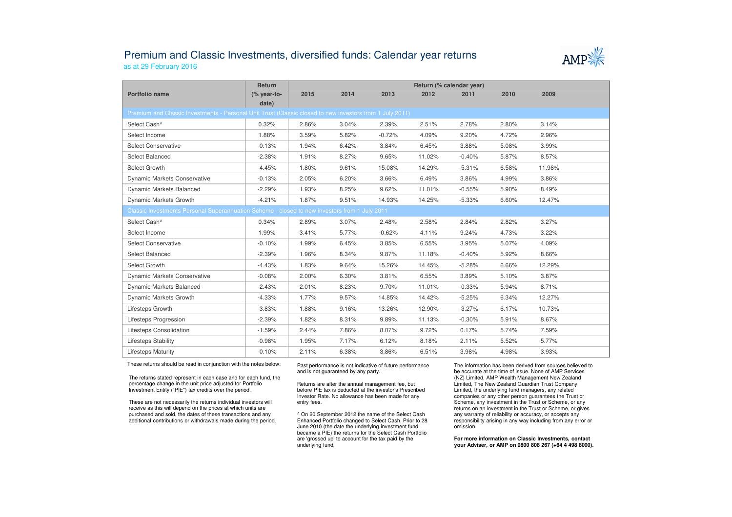# Premium and Classic Investments, diversified funds: Calendar year returns

as at 29 February 2016

| Portfolio name | Return (% year-to-date) | Return (% calendar year) | | | | | | |
|---|---|---|---|---|---|---|---|---|
| | | 2015 | 2014 | 2013 | 2012 | 2011 | 2010 | 2009 |
| Premium and Classic Investments - Personal Unit Trust (Classic closed to new investors from 1 July 2011) | | | | | | | | |
| Select Cash^ | 0.32% | 2.86% | 3.04% | 2.39% | 2.51% | 2.78% | 2.80% | 3.14% |
| Select Income | 1.88% | 3.59% | 5.82% | -0.72% | 4.09% | 9.20% | 4.72% | 2.96% |
| Select Conservative | -0.13% | 1.94% | 6.42% | 3.84% | 6.45% | 3.88% | 5.08% | 3.99% |
| Select Balanced | -2.38% | 1.91% | 8.27% | 9.65% | 11.02% | -0.40% | 5.87% | 8.57% |
| Select Growth | -4.45% | 1.80% | 9.61% | 15.08% | 14.29% | -5.31% | 6.58% | 11.98% |
| Dynamic Markets Conservative | -0.13% | 2.05% | 6.20% | 3.66% | 6.49% | 3.86% | 4.99% | 3.86% |
| Dynamic Markets Balanced | -2.29% | 1.93% | 8.25% | 9.62% | 11.01% | -0.55% | 5.90% | 8.49% |
| Dynamic Markets Growth | -4.21% | 1.87% | 9.51% | 14.93% | 14.25% | -5.33% | 6.60% | 12.47% |
| Classic Investments Personal Superannuation Scheme - closed to new investors from 1 July 2011 | | | | | | | | |
| Select Cash^ | 0.34% | 2.89% | 3.07% | 2.48% | 2.58% | 2.84% | 2.82% | 3.27% |
| Select Income | 1.99% | 3.41% | 5.77% | -0.62% | 4.11% | 9.24% | 4.73% | 3.22% |
| Select Conservative | -0.10% | 1.99% | 6.45% | 3.85% | 6.55% | 3.95% | 5.07% | 4.09% |
| Select Balanced | -2.39% | 1.96% | 8.34% | 9.87% | 11.18% | -0.40% | 5.92% | 8.66% |
| Select Growth | -4.43% | 1.83% | 9.64% | 15.26% | 14.45% | -5.28% | 6.66% | 12.29% |
| Dynamic Markets Conservative | -0.08% | 2.00% | 6.30% | 3.81% | 6.55% | 3.89% | 5.10% | 3.87% |
| Dynamic Markets Balanced | -2.43% | 2.01% | 8.23% | 9.70% | 11.01% | -0.33% | 5.94% | 8.71% |
| Dynamic Markets Growth | -4.33% | 1.77% | 9.57% | 14.85% | 14.42% | -5.25% | 6.34% | 12.27% |
| Lifesteps Growth | -3.83% | 1.88% | 9.16% | 13.26% | 12.90% | -3.27% | 6.17% | 10.73% |
| Lifesteps Progression | -2.39% | 1.82% | 8.31% | 9.89% | 11.13% | -0.30% | 5.91% | 8.67% |
| Lifesteps Consolidation | -1.59% | 2.44% | 7.86% | 8.07% | 9.72% | 0.17% | 5.74% | 7.59% |
| Lifesteps Stability | -0.98% | 1.95% | 7.17% | 6.12% | 8.18% | 2.11% | 5.52% | 5.77% |
| Lifesteps Maturity | -0.10% | 2.11% | 6.38% | 3.86% | 6.51% | 3.98% | 4.98% | 3.93% |

These returns should be read in conjunction with the notes below:

The returns stated represent in each case and for each fund, the percentage change in the unit price adjusted for Portfolio Investment Entity ("PIE") tax credits over the period.

These are not necessarily the returns individual investors will receive as this will depend on the prices at which units are purchased and sold, the dates of these transactions and any additional contributions or withdrawals made during the period.

Past performance is not indicative of future performance and is not guaranteed by any party.

Returns are after the annual management fee, but before PIE tax is deducted at the investor's Prescribed Investor Rate. No allowance has been made for any entry fees.

^ On 20 September 2012 the name of the Select Cash Enhanced Portfolio changed to Select Cash. Prior to 28 June 2010 (the date the underlying investment fund became a PIE) the returns for the Select Cash Portfolio are 'grossed up' to account for the tax paid by the underlying fund.

The information has been derived from sources believed to be accurate at the time of issue. None of AMP Services (NZ) Limited, AMP Wealth Management New Zealand Limited, The New Zealand Guardian Trust Company Limited, the underlying fund managers, any related companies or any other person guarantees the Trust or Scheme, any investment in the Trust or Scheme, or any returns on an investment in the Trust or Scheme, or gives any warranty of reliability or accuracy, or accepts any responsibility arising in any way including from any error or omission.

**For more information on Classic Investments, contact your Adviser, or AMP on 0800 808 267 (+64 4 498 8000).**